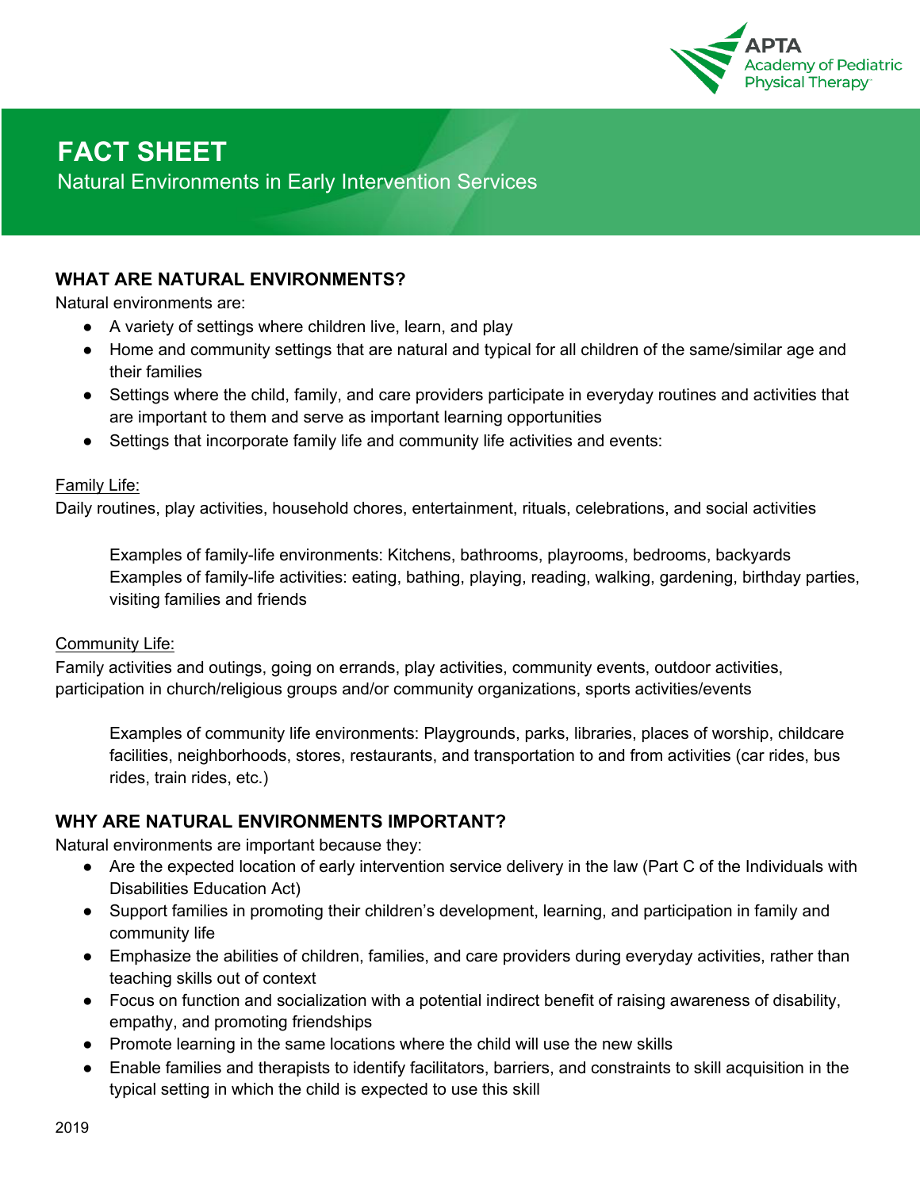APTA Academy of Pediatric Physical Therapy

# FACT SHEET

## Natural Environments in Early Intervention Services

### WHAT ARE NATURAL ENVIRONMENTS?

Natural environments are:

- A variety of settings where children live, learn, and play
- Home and community settings that are natural and typical for all children of the same/similar age and their families
- Settings where the child, family, and care providers participate in everyday routines and activities that are important to them and serve as important learning opportunities
- Settings that incorporate family life and community life activities and events:

<u>Family Life:</u>
Daily routines, play activities, household chores, entertainment, rituals, celebrations, and social activities

> Examples of family-life environments: Kitchens, bathrooms, playrooms, bedrooms, backyards
> Examples of family-life activities: eating, bathing, playing, reading, walking, gardening, birthday parties, visiting families and friends

<u>Community Life:</u>
Family activities and outings, going on errands, play activities, community events, outdoor activities, participation in church/religious groups and/or community organizations, sports activities/events

> Examples of community life environments: Playgrounds, parks, libraries, places of worship, childcare facilities, neighborhoods, stores, restaurants, and transportation to and from activities (car rides, bus rides, train rides, etc.)

### WHY ARE NATURAL ENVIRONMENTS IMPORTANT?

Natural environments are important because they:

- Are the expected location of early intervention service delivery in the law (Part C of the Individuals with Disabilities Education Act)
- Support families in promoting their children's development, learning, and participation in family and community life
- Emphasize the abilities of children, families, and care providers during everyday activities, rather than teaching skills out of context
- Focus on function and socialization with a potential indirect benefit of raising awareness of disability, empathy, and promoting friendships
- Promote learning in the same locations where the child will use the new skills
- Enable families and therapists to identify facilitators, barriers, and constraints to skill acquisition in the typical setting in which the child is expected to use this skill

2019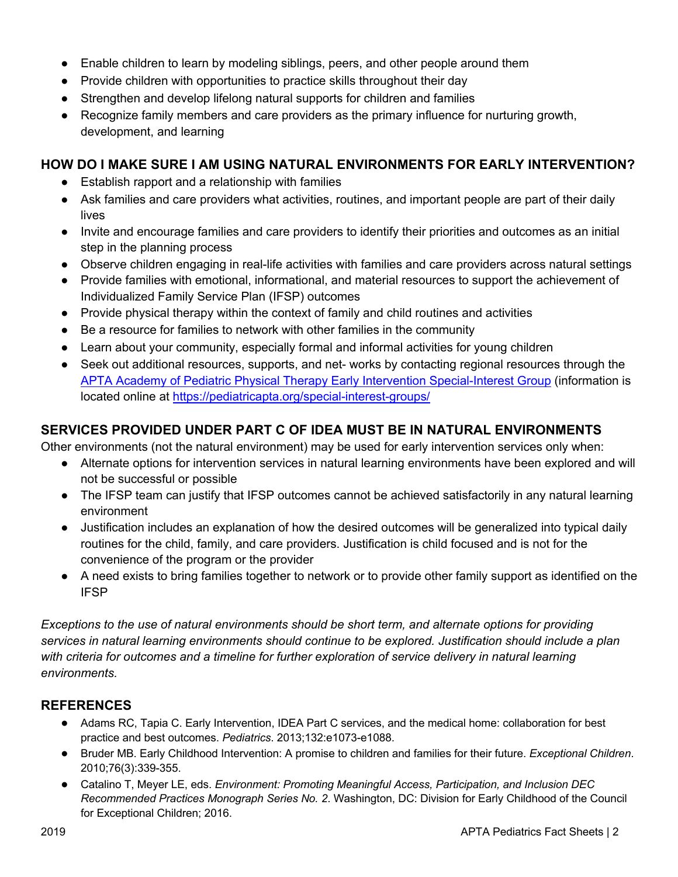- Enable children to learn by modeling siblings, peers, and other people around them
- Provide children with opportunities to practice skills throughout their day
- Strengthen and develop lifelong natural supports for children and families
- Recognize family members and care providers as the primary influence for nurturing growth, development, and learning

## HOW DO I MAKE SURE I AM USING NATURAL ENVIRONMENTS FOR EARLY INTERVENTION?

- Establish rapport and a relationship with families
- Ask families and care providers what activities, routines, and important people are part of their daily lives
- Invite and encourage families and care providers to identify their priorities and outcomes as an initial step in the planning process
- Observe children engaging in real-life activities with families and care providers across natural settings
- Provide families with emotional, informational, and material resources to support the achievement of Individualized Family Service Plan (IFSP) outcomes
- Provide physical therapy within the context of family and child routines and activities
- Be a resource for families to network with other families in the community
- Learn about your community, especially formal and informal activities for young children
- Seek out additional resources, supports, and net- works by contacting regional resources through the [APTA Academy of Pediatric Physical Therapy Early Intervention Special-Interest Group](https://pediatricapta.org/special-interest-groups/) (information is located online at https://pediatricapta.org/special-interest-groups/

## SERVICES PROVIDED UNDER PART C OF IDEA MUST BE IN NATURAL ENVIRONMENTS

Other environments (not the natural environment) may be used for early intervention services only when:

- Alternate options for intervention services in natural learning environments have been explored and will not be successful or possible
- The IFSP team can justify that IFSP outcomes cannot be achieved satisfactorily in any natural learning environment
- Justification includes an explanation of how the desired outcomes will be generalized into typical daily routines for the child, family, and care providers. Justification is child focused and is not for the convenience of the program or the provider
- A need exists to bring families together to network or to provide other family support as identified on the IFSP

*Exceptions to the use of natural environments should be short term, and alternate options for providing services in natural learning environments should continue to be explored. Justification should include a plan with criteria for outcomes and a timeline for further exploration of service delivery in natural learning environments.*

## REFERENCES

- Adams RC, Tapia C. Early Intervention, IDEA Part C services, and the medical home: collaboration for best practice and best outcomes. *Pediatrics*. 2013;132:e1073-e1088.
- Bruder MB. Early Childhood Intervention: A promise to children and families for their future. *Exceptional Children*. 2010;76(3):339-355.
- Catalino T, Meyer LE, eds. *Environment: Promoting Meaningful Access, Participation, and Inclusion DEC Recommended Practices Monograph Series No. 2*. Washington, DC: Division for Early Childhood of the Council for Exceptional Children; 2016.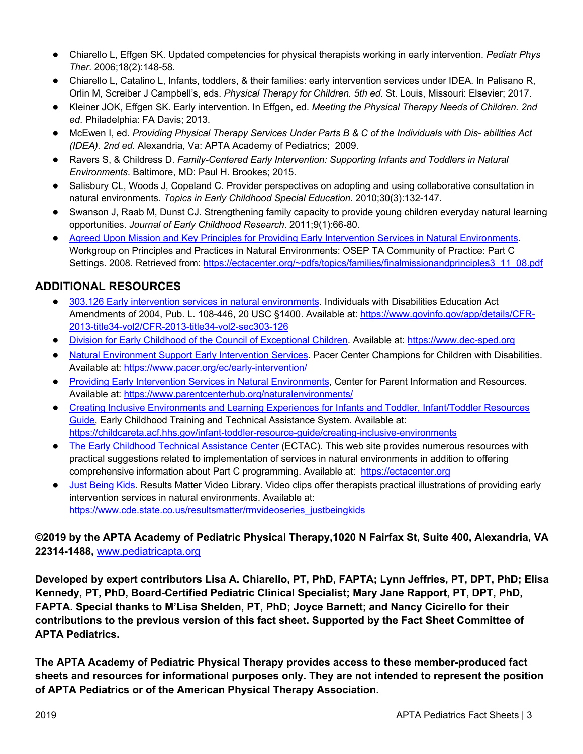- Chiarello L, Effgen SK. Updated competencies for physical therapists working in early intervention. *Pediatr Phys Ther*. 2006;18(2):148-58.
- Chiarello L, Catalino L, Infants, toddlers, & their families: early intervention services under IDEA. In Palisano R, Orlin M, Screiber J Campbell's, eds. *Physical Therapy for Children. 5th ed*. St. Louis, Missouri: Elsevier; 2017.
- Kleiner JOK, Effgen SK. Early intervention. In Effgen, ed. *Meeting the Physical Therapy Needs of Children. 2nd ed*. Philadelphia: FA Davis; 2013.
- McEwen I, ed. *Providing Physical Therapy Services Under Parts B & C of the Individuals with Dis- abilities Act (IDEA). 2nd ed*. Alexandria, Va: APTA Academy of Pediatrics; 2009.
- Ravers S, & Childress D. *Family-Centered Early Intervention: Supporting Infants and Toddlers in Natural Environments*. Baltimore, MD: Paul H. Brookes; 2015.
- Salisbury CL, Woods J, Copeland C. Provider perspectives on adopting and using collaborative consultation in natural environments. *Topics in Early Childhood Special Education*. 2010;30(3):132-147.
- Swanson J, Raab M, Dunst CJ. Strengthening family capacity to provide young children everyday natural learning opportunities. *Journal of Early Childhood Research*. 2011;9(1):66-80.
- [Agreed Upon Mission and Key Principles for Providing Early Intervention Services in Natural Environments](https://ectacenter.org/~pdfs/topics/families/finalmissionandprinciples3_11_08.pdf). Workgroup on Principles and Practices in Natural Environments: OSEP TA Community of Practice: Part C Settings. 2008. Retrieved from: https://ectacenter.org/~pdfs/topics/families/finalmissionandprinciples3_11_08.pdf

## ADDITIONAL RESOURCES

- [303.126 Early intervention services in natural environments](https://www.govinfo.gov/app/details/CFR-2013-title34-vol2/CFR-2013-title34-vol2-sec303-126). Individuals with Disabilities Education Act Amendments of 2004, Pub. L. 108-446, 20 USC §1400. Available at: https://www.govinfo.gov/app/details/CFR-2013-title34-vol2/CFR-2013-title34-vol2-sec303-126
- [Division for Early Childhood of the Council of Exceptional Children](https://www.dec-sped.org). Available at: https://www.dec-sped.org
- [Natural Environment Support Early Intervention Services](https://www.pacer.org/ec/early-intervention/). Pacer Center Champions for Children with Disabilities. Available at: https://www.pacer.org/ec/early-intervention/
- [Providing Early Intervention Services in Natural Environments](https://www.parentcenterhub.org/naturalenvironments/), Center for Parent Information and Resources. Available at: https://www.parentcenterhub.org/naturalenvironments/
- [Creating Inclusive Environments and Learning Experiences for Infants and Toddler, Infant/Toddler Resources Guide](https://childcareta.acf.hhs.gov/infant-toddler-resource-guide/creating-inclusive-environments), Early Childhood Training and Technical Assistance System. Available at: https://childcareta.acf.hhs.gov/infant-toddler-resource-guide/creating-inclusive-environments
- [The Early Childhood Technical Assistance Center](https://ectacenter.org) (ECTAC). This web site provides numerous resources with practical suggestions related to implementation of services in natural environments in addition to offering comprehensive information about Part C programming. Available at: https://ectacenter.org
- [Just Being Kids](https://www.cde.state.co.us/resultsmatter/rmvideoseries_justbeingkids). Results Matter Video Library. Video clips offer therapists practical illustrations of providing early intervention services in natural environments. Available at: https://www.cde.state.co.us/resultsmatter/rmvideoseries_justbeingkids

**©2019 by the APTA Academy of Pediatric Physical Therapy,1020 N Fairfax St, Suite 400, Alexandria, VA 22314-1488,** [www.pediatricapta.org](http://www.pediatricapta.org)

**Developed by expert contributors Lisa A. Chiarello, PT, PhD, FAPTA; Lynn Jeffries, PT, DPT, PhD; Elisa Kennedy, PT, PhD, Board-Certified Pediatric Clinical Specialist; Mary Jane Rapport, PT, DPT, PhD, FAPTA. Special thanks to M'Lisa Shelden, PT, PhD; Joyce Barnett; and Nancy Cicirello for their contributions to the previous version of this fact sheet. Supported by the Fact Sheet Committee of APTA Pediatrics.**

**The APTA Academy of Pediatric Physical Therapy provides access to these member-produced fact sheets and resources for informational purposes only. They are not intended to represent the position of APTA Pediatrics or of the American Physical Therapy Association.**